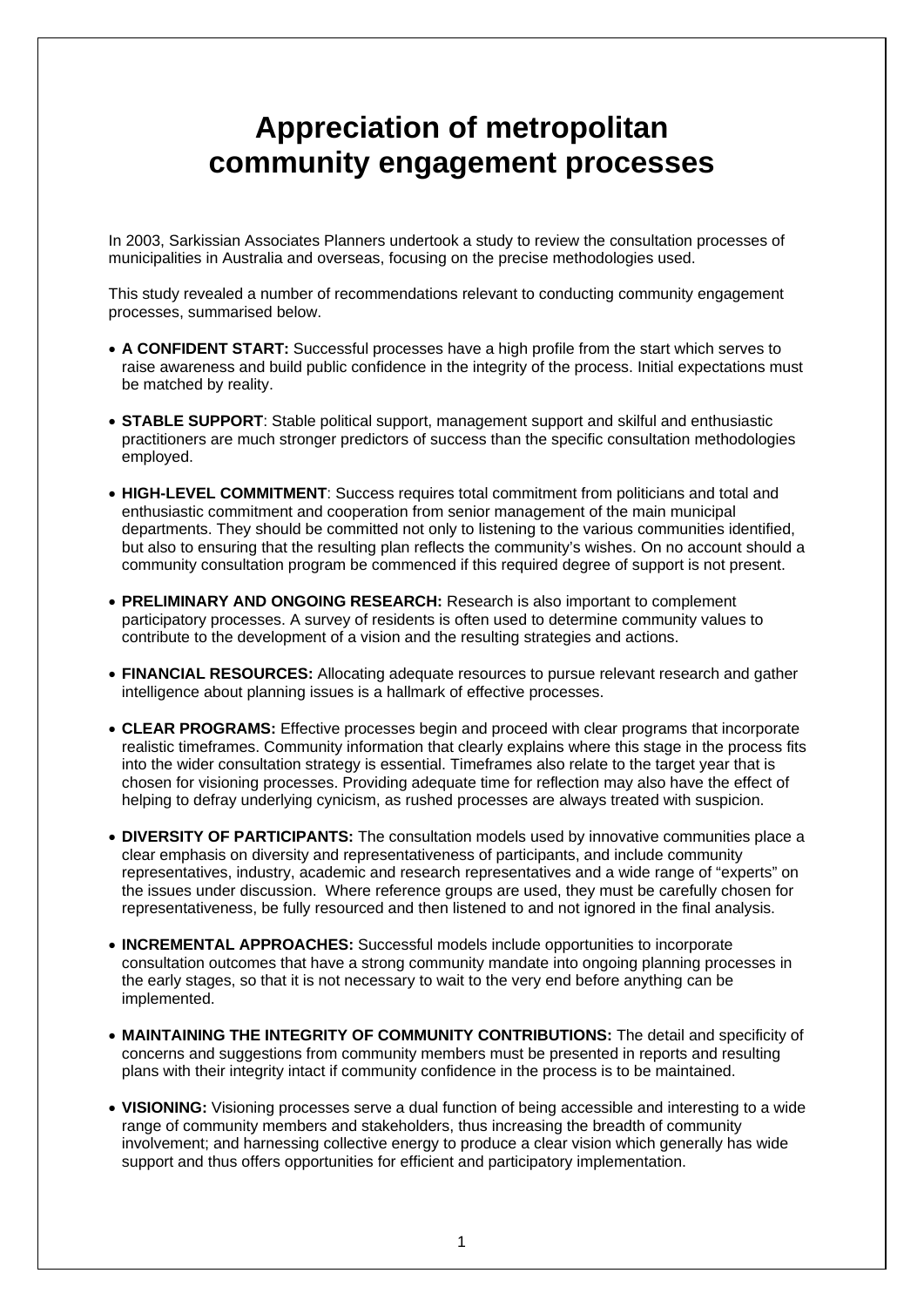# Appreciation of metropolitan community engagement processes

In 2003, Sarkissian Associates Planners undertook a study to review the consultation processes of municipalities in Australia and overseas, focusing on the precise methodologies used.

This study revealed a number of recommendations relevant to conducting community engagement processes, summarised below.

- **A CONFIDENT START:** Successful processes have a high profile from the start which serves to raise awareness and build public confidence in the integrity of the process. Initial expectations must be matched by reality.

- **STABLE SUPPORT**: Stable political support, management support and skilful and enthusiastic practitioners are much stronger predictors of success than the specific consultation methodologies employed.

- **HIGH-LEVEL COMMITMENT**: Success requires total commitment from politicians and total and enthusiastic commitment and cooperation from senior management of the main municipal departments. They should be committed not only to listening to the various communities identified, but also to ensuring that the resulting plan reflects the community's wishes. On no account should a community consultation program be commenced if this required degree of support is not present.

- **PRELIMINARY AND ONGOING RESEARCH:** Research is also important to complement participatory processes. A survey of residents is often used to determine community values to contribute to the development of a vision and the resulting strategies and actions.

- **FINANCIAL RESOURCES:** Allocating adequate resources to pursue relevant research and gather intelligence about planning issues is a hallmark of effective processes.

- **CLEAR PROGRAMS:** Effective processes begin and proceed with clear programs that incorporate realistic timeframes. Community information that clearly explains where this stage in the process fits into the wider consultation strategy is essential. Timeframes also relate to the target year that is chosen for visioning processes. Providing adequate time for reflection may also have the effect of helping to defray underlying cynicism, as rushed processes are always treated with suspicion.

- **DIVERSITY OF PARTICIPANTS:** The consultation models used by innovative communities place a clear emphasis on diversity and representativeness of participants, and include community representatives, industry, academic and research representatives and a wide range of "experts" on the issues under discussion. Where reference groups are used, they must be carefully chosen for representativeness, be fully resourced and then listened to and not ignored in the final analysis.

- **INCREMENTAL APPROACHES:** Successful models include opportunities to incorporate consultation outcomes that have a strong community mandate into ongoing planning processes in the early stages, so that it is not necessary to wait to the very end before anything can be implemented.

- **MAINTAINING THE INTEGRITY OF COMMUNITY CONTRIBUTIONS:** The detail and specificity of concerns and suggestions from community members must be presented in reports and resulting plans with their integrity intact if community confidence in the process is to be maintained.

- **VISIONING:** Visioning processes serve a dual function of being accessible and interesting to a wide range of community members and stakeholders, thus increasing the breadth of community involvement; and harnessing collective energy to produce a clear vision which generally has wide support and thus offers opportunities for efficient and participatory implementation.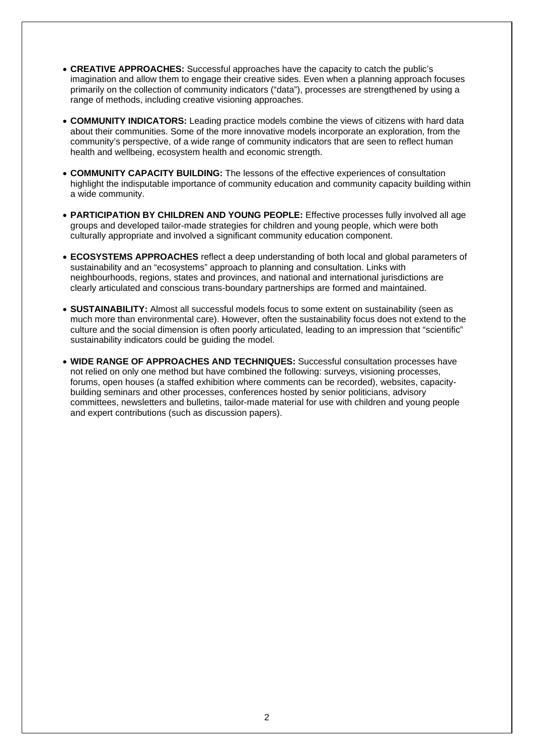- **CREATIVE APPROACHES:** Successful approaches have the capacity to catch the public's imagination and allow them to engage their creative sides. Even when a planning approach focuses primarily on the collection of community indicators ("data"), processes are strengthened by using a range of methods, including creative visioning approaches.

- **COMMUNITY INDICATORS:** Leading practice models combine the views of citizens with hard data about their communities. Some of the more innovative models incorporate an exploration, from the community's perspective, of a wide range of community indicators that are seen to reflect human health and wellbeing, ecosystem health and economic strength.

- **COMMUNITY CAPACITY BUILDING:** The lessons of the effective experiences of consultation highlight the indisputable importance of community education and community capacity building within a wide community.

- **PARTICIPATION BY CHILDREN AND YOUNG PEOPLE:** Effective processes fully involved all age groups and developed tailor-made strategies for children and young people, which were both culturally appropriate and involved a significant community education component.

- **ECOSYSTEMS APPROACHES** reflect a deep understanding of both local and global parameters of sustainability and an "ecosystems" approach to planning and consultation. Links with neighbourhoods, regions, states and provinces, and national and international jurisdictions are clearly articulated and conscious trans-boundary partnerships are formed and maintained.

- **SUSTAINABILITY:** Almost all successful models focus to some extent on sustainability (seen as much more than environmental care). However, often the sustainability focus does not extend to the culture and the social dimension is often poorly articulated, leading to an impression that "scientific" sustainability indicators could be guiding the model.

- **WIDE RANGE OF APPROACHES AND TECHNIQUES:** Successful consultation processes have not relied on only one method but have combined the following: surveys, visioning processes, forums, open houses (a staffed exhibition where comments can be recorded), websites, capacity-building seminars and other processes, conferences hosted by senior politicians, advisory committees, newsletters and bulletins, tailor-made material for use with children and young people and expert contributions (such as discussion papers).